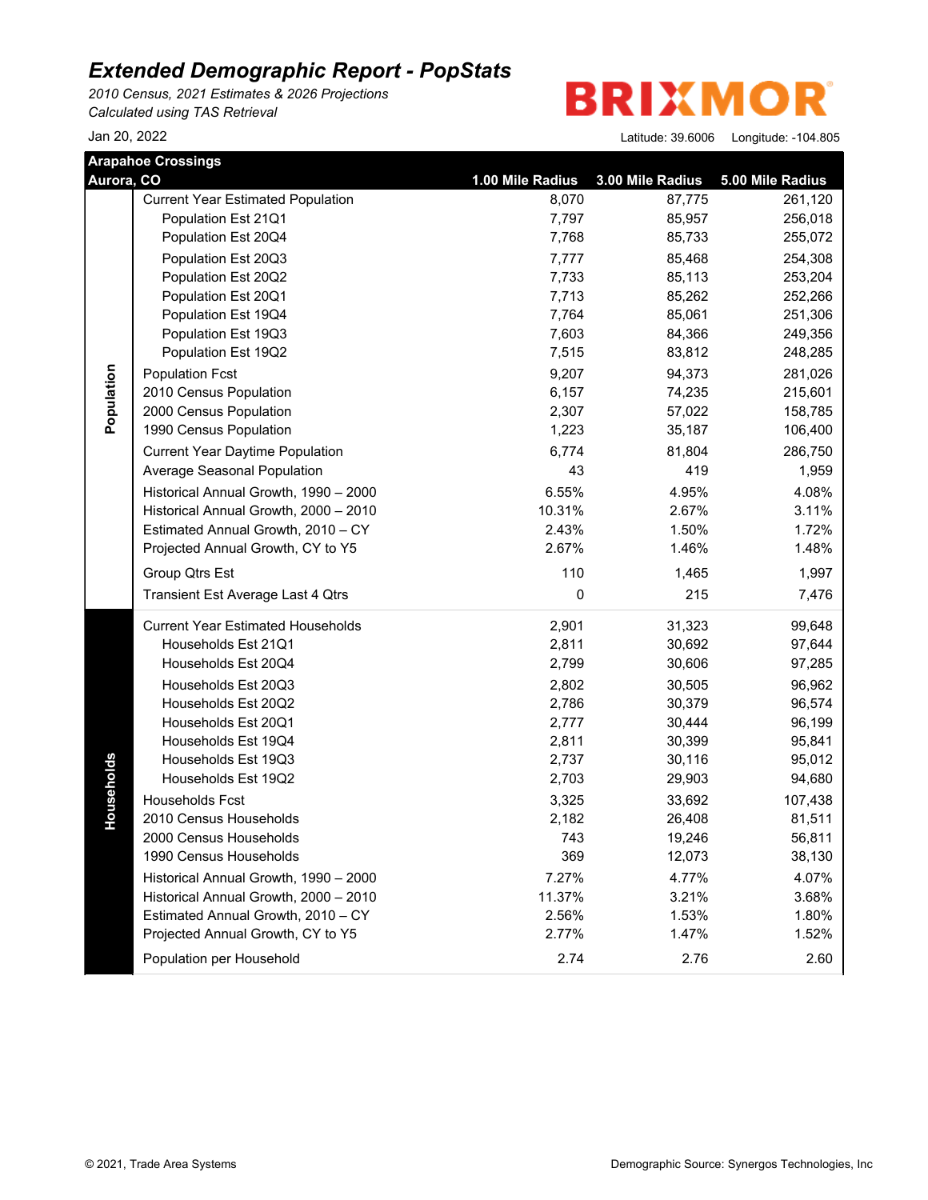# Extended Demographic Report - PopStats

*2010 Census, 2021 Estimates & 2026 Projections*
*Calculated using TAS Retrieval*

Jan 20, 2022

BRIXMOR

Latitude: 39.6006 Longitude: -104.805

**Arapahoe Crossings**
**Aurora, CO**

| Section | | 1.00 Mile Radius | 3.00 Mile Radius | 5.00 Mile Radius |
|---|---|---|---|---|
| Population | Current Year Estimated Population | 8,070 | 87,775 | 261,120 |
| | Population Est 21Q1 | 7,797 | 85,957 | 256,018 |
| | Population Est 20Q4 | 7,768 | 85,733 | 255,072 |
| | Population Est 20Q3 | 7,777 | 85,468 | 254,308 |
| | Population Est 20Q2 | 7,733 | 85,113 | 253,204 |
| | Population Est 20Q1 | 7,713 | 85,262 | 252,266 |
| | Population Est 19Q4 | 7,764 | 85,061 | 251,306 |
| | Population Est 19Q3 | 7,603 | 84,366 | 249,356 |
| | Population Est 19Q2 | 7,515 | 83,812 | 248,285 |
| | Population Fcst | 9,207 | 94,373 | 281,026 |
| | 2010 Census Population | 6,157 | 74,235 | 215,601 |
| | 2000 Census Population | 2,307 | 57,022 | 158,785 |
| | 1990 Census Population | 1,223 | 35,187 | 106,400 |
| | Current Year Daytime Population | 6,774 | 81,804 | 286,750 |
| | Average Seasonal Population | 43 | 419 | 1,959 |
| | Historical Annual Growth, 1990 – 2000 | 6.55% | 4.95% | 4.08% |
| | Historical Annual Growth, 2000 – 2010 | 10.31% | 2.67% | 3.11% |
| | Estimated Annual Growth, 2010 – CY | 2.43% | 1.50% | 1.72% |
| | Projected Annual Growth, CY to Y5 | 2.67% | 1.46% | 1.48% |
| | Group Qtrs Est | 110 | 1,465 | 1,997 |
| | Transient Est Average Last 4 Qtrs | 0 | 215 | 7,476 |
| Households | Current Year Estimated Households | 2,901 | 31,323 | 99,648 |
| | Households Est 21Q1 | 2,811 | 30,692 | 97,644 |
| | Households Est 20Q4 | 2,799 | 30,606 | 97,285 |
| | Households Est 20Q3 | 2,802 | 30,505 | 96,962 |
| | Households Est 20Q2 | 2,786 | 30,379 | 96,574 |
| | Households Est 20Q1 | 2,777 | 30,444 | 96,199 |
| | Households Est 19Q4 | 2,811 | 30,399 | 95,841 |
| | Households Est 19Q3 | 2,737 | 30,116 | 95,012 |
| | Households Est 19Q2 | 2,703 | 29,903 | 94,680 |
| | Households Fcst | 3,325 | 33,692 | 107,438 |
| | 2010 Census Households | 2,182 | 26,408 | 81,511 |
| | 2000 Census Households | 743 | 19,246 | 56,811 |
| | 1990 Census Households | 369 | 12,073 | 38,130 |
| | Historical Annual Growth, 1990 – 2000 | 7.27% | 4.77% | 4.07% |
| | Historical Annual Growth, 2000 – 2010 | 11.37% | 3.21% | 3.68% |
| | Estimated Annual Growth, 2010 – CY | 2.56% | 1.53% | 1.80% |
| | Projected Annual Growth, CY to Y5 | 2.77% | 1.47% | 1.52% |
| | Population per Household | 2.74 | 2.76 | 2.60 |

© 2021, Trade Area Systems

Demographic Source: Synergos Technologies, Inc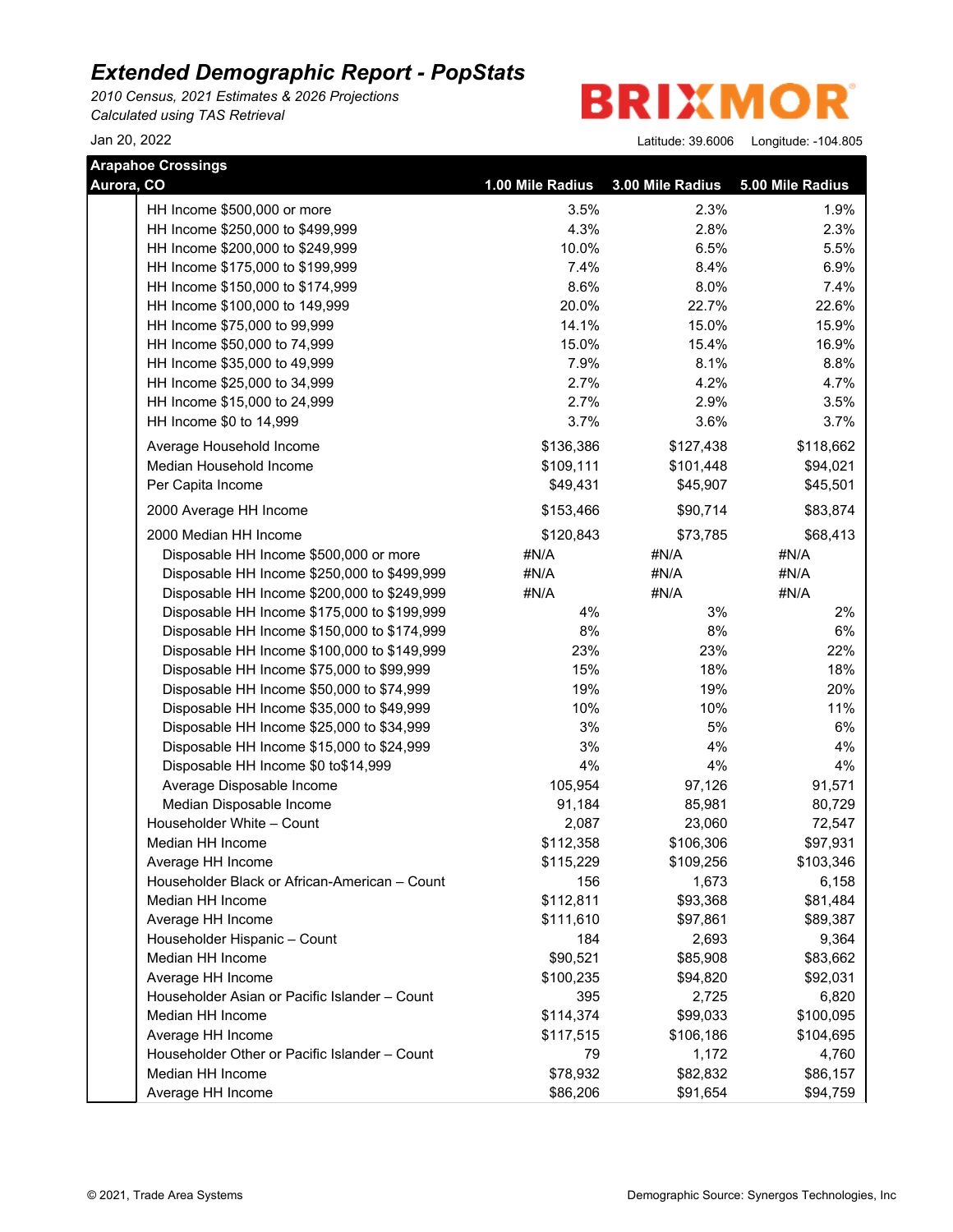# Extended Demographic Report - PopStats

*2010 Census, 2021 Estimates & 2026 Projections*
*Calculated using TAS Retrieval*

Jan 20, 2022

BRIXMOR

Latitude: 39.6006 Longitude: -104.805

| Arapahoe Crossings Aurora, CO | 1.00 Mile Radius | 3.00 Mile Radius | 5.00 Mile Radius |
|---|---|---|---|
| HH Income $500,000 or more | 3.5% | 2.3% | 1.9% |
| HH Income $250,000 to $499,999 | 4.3% | 2.8% | 2.3% |
| HH Income $200,000 to $249,999 | 10.0% | 6.5% | 5.5% |
| HH Income $175,000 to $199,999 | 7.4% | 8.4% | 6.9% |
| HH Income $150,000 to $174,999 | 8.6% | 8.0% | 7.4% |
| HH Income $100,000 to 149,999 | 20.0% | 22.7% | 22.6% |
| HH Income $75,000 to 99,999 | 14.1% | 15.0% | 15.9% |
| HH Income $50,000 to 74,999 | 15.0% | 15.4% | 16.9% |
| HH Income $35,000 to 49,999 | 7.9% | 8.1% | 8.8% |
| HH Income $25,000 to 34,999 | 2.7% | 4.2% | 4.7% |
| HH Income $15,000 to 24,999 | 2.7% | 2.9% | 3.5% |
| HH Income $0 to 14,999 | 3.7% | 3.6% | 3.7% |
| Average Household Income | $136,386 | $127,438 | $118,662 |
| Median Household Income | $109,111 | $101,448 | $94,021 |
| Per Capita Income | $49,431 | $45,907 | $45,501 |
| 2000 Average HH Income | $153,466 | $90,714 | $83,874 |
| 2000 Median HH Income | $120,843 | $73,785 | $68,413 |
| Disposable HH Income $500,000 or more | #N/A | #N/A | #N/A |
| Disposable HH Income $250,000 to $499,999 | #N/A | #N/A | #N/A |
| Disposable HH Income $200,000 to $249,999 | #N/A | #N/A | #N/A |
| Disposable HH Income $175,000 to $199,999 | 4% | 3% | 2% |
| Disposable HH Income $150,000 to $174,999 | 8% | 8% | 6% |
| Disposable HH Income $100,000 to $149,999 | 23% | 23% | 22% |
| Disposable HH Income $75,000 to $99,999 | 15% | 18% | 18% |
| Disposable HH Income $50,000 to $74,999 | 19% | 19% | 20% |
| Disposable HH Income $35,000 to $49,999 | 10% | 10% | 11% |
| Disposable HH Income $25,000 to $34,999 | 3% | 5% | 6% |
| Disposable HH Income $15,000 to $24,999 | 3% | 4% | 4% |
| Disposable HH Income $0 to$14,999 | 4% | 4% | 4% |
| Average Disposable Income | 105,954 | 97,126 | 91,571 |
| Median Disposable Income | 91,184 | 85,981 | 80,729 |
| Householder White – Count | 2,087 | 23,060 | 72,547 |
| Median HH Income | $112,358 | $106,306 | $97,931 |
| Average HH Income | $115,229 | $109,256 | $103,346 |
| Householder Black or African-American – Count | 156 | 1,673 | 6,158 |
| Median HH Income | $112,811 | $93,368 | $81,484 |
| Average HH Income | $111,610 | $97,861 | $89,387 |
| Householder Hispanic – Count | 184 | 2,693 | 9,364 |
| Median HH Income | $90,521 | $85,908 | $83,662 |
| Average HH Income | $100,235 | $94,820 | $92,031 |
| Householder Asian or Pacific Islander – Count | 395 | 2,725 | 6,820 |
| Median HH Income | $114,374 | $99,033 | $100,095 |
| Average HH Income | $117,515 | $106,186 | $104,695 |
| Householder Other or Pacific Islander – Count | 79 | 1,172 | 4,760 |
| Median HH Income | $78,932 | $82,832 | $86,157 |
| Average HH Income | $86,206 | $91,654 | $94,759 |

© 2021, Trade Area Systems

Demographic Source: Synergos Technologies, Inc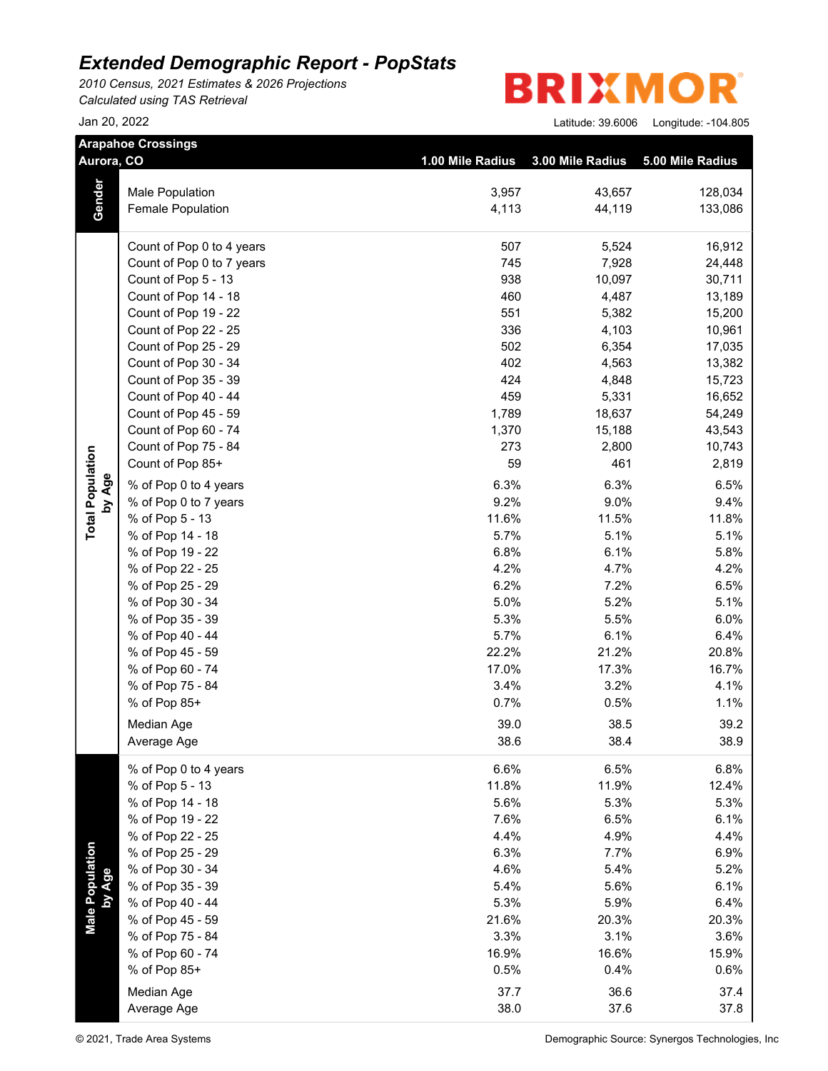# Extended Demographic Report - PopStats

*2010 Census, 2021 Estimates & 2026 Projections*
*Calculated using TAS Retrieval*

Jan 20, 2022

BRIXMOR

Latitude: 39.6006 Longitude: -104.805

| Arapahoe Crossings Aurora, CO | | 1.00 Mile Radius | 3.00 Mile Radius | 5.00 Mile Radius |
|---|---|---|---|---|
| **Gender** | Male Population | 3,957 | 43,657 | 128,034 |
| | Female Population | 4,113 | 44,119 | 133,086 |
| **Total Population by Age** | Count of Pop 0 to 4 years | 507 | 5,524 | 16,912 |
| | Count of Pop 0 to 7 years | 745 | 7,928 | 24,448 |
| | Count of Pop 5 - 13 | 938 | 10,097 | 30,711 |
| | Count of Pop 14 - 18 | 460 | 4,487 | 13,189 |
| | Count of Pop 19 - 22 | 551 | 5,382 | 15,200 |
| | Count of Pop 22 - 25 | 336 | 4,103 | 10,961 |
| | Count of Pop 25 - 29 | 502 | 6,354 | 17,035 |
| | Count of Pop 30 - 34 | 402 | 4,563 | 13,382 |
| | Count of Pop 35 - 39 | 424 | 4,848 | 15,723 |
| | Count of Pop 40 - 44 | 459 | 5,331 | 16,652 |
| | Count of Pop 45 - 59 | 1,789 | 18,637 | 54,249 |
| | Count of Pop 60 - 74 | 1,370 | 15,188 | 43,543 |
| | Count of Pop 75 - 84 | 273 | 2,800 | 10,743 |
| | Count of Pop 85+ | 59 | 461 | 2,819 |
| | % of Pop 0 to 4 years | 6.3% | 6.3% | 6.5% |
| | % of Pop 0 to 7 years | 9.2% | 9.0% | 9.4% |
| | % of Pop 5 - 13 | 11.6% | 11.5% | 11.8% |
| | % of Pop 14 - 18 | 5.7% | 5.1% | 5.1% |
| | % of Pop 19 - 22 | 6.8% | 6.1% | 5.8% |
| | % of Pop 22 - 25 | 4.2% | 4.7% | 4.2% |
| | % of Pop 25 - 29 | 6.2% | 7.2% | 6.5% |
| | % of Pop 30 - 34 | 5.0% | 5.2% | 5.1% |
| | % of Pop 35 - 39 | 5.3% | 5.5% | 6.0% |
| | % of Pop 40 - 44 | 5.7% | 6.1% | 6.4% |
| | % of Pop 45 - 59 | 22.2% | 21.2% | 20.8% |
| | % of Pop 60 - 74 | 17.0% | 17.3% | 16.7% |
| | % of Pop 75 - 84 | 3.4% | 3.2% | 4.1% |
| | % of Pop 85+ | 0.7% | 0.5% | 1.1% |
| | Median Age | 39.0 | 38.5 | 39.2 |
| | Average Age | 38.6 | 38.4 | 38.9 |
| **Male Population by Age** | % of Pop 0 to 4 years | 6.6% | 6.5% | 6.8% |
| | % of Pop 5 - 13 | 11.8% | 11.9% | 12.4% |
| | % of Pop 14 - 18 | 5.6% | 5.3% | 5.3% |
| | % of Pop 19 - 22 | 7.6% | 6.5% | 6.1% |
| | % of Pop 22 - 25 | 4.4% | 4.9% | 4.4% |
| | % of Pop 25 - 29 | 6.3% | 7.7% | 6.9% |
| | % of Pop 30 - 34 | 4.6% | 5.4% | 5.2% |
| | % of Pop 35 - 39 | 5.4% | 5.6% | 6.1% |
| | % of Pop 40 - 44 | 5.3% | 5.9% | 6.4% |
| | % of Pop 45 - 59 | 21.6% | 20.3% | 20.3% |
| | % of Pop 75 - 84 | 3.3% | 3.1% | 3.6% |
| | % of Pop 60 - 74 | 16.9% | 16.6% | 15.9% |
| | % of Pop 85+ | 0.5% | 0.4% | 0.6% |
| | Median Age | 37.7 | 36.6 | 37.4 |
| | Average Age | 38.0 | 37.6 | 37.8 |

© 2021, Trade Area Systems Demographic Source: Synergos Technologies, Inc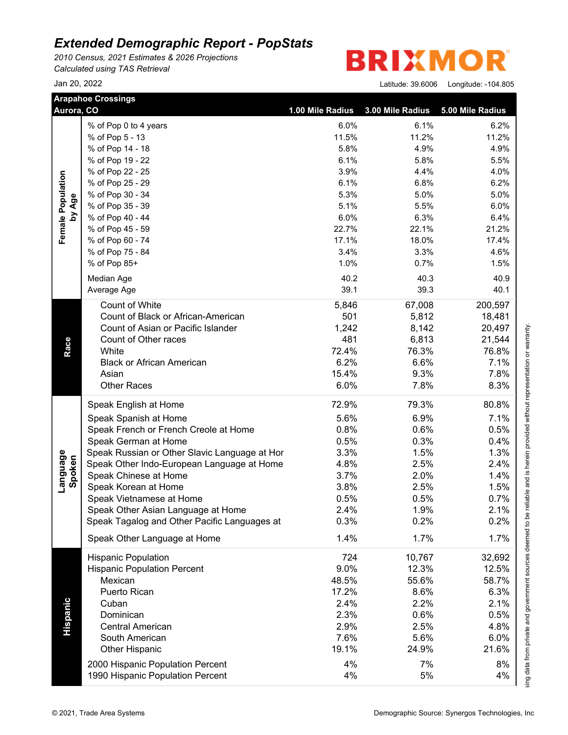# Extended Demographic Report - PopStats

*2010 Census, 2021 Estimates & 2026 Projections*
*Calculated using TAS Retrieval*

Jan 20, 2022

**BRIXMOR**

Latitude: 39.6006 Longitude: -104.805

| | Arapahoe Crossings Aurora, CO | 1.00 Mile Radius | 3.00 Mile Radius | 5.00 Mile Radius |
|---|---|---|---|---|
| **Female Population by Age** | % of Pop 0 to 4 years | 6.0% | 6.1% | 6.2% |
| | % of Pop 5 - 13 | 11.5% | 11.2% | 11.2% |
| | % of Pop 14 - 18 | 5.8% | 4.9% | 4.9% |
| | % of Pop 19 - 22 | 6.1% | 5.8% | 5.5% |
| | % of Pop 22 - 25 | 3.9% | 4.4% | 4.0% |
| | % of Pop 25 - 29 | 6.1% | 6.8% | 6.2% |
| | % of Pop 30 - 34 | 5.3% | 5.0% | 5.0% |
| | % of Pop 35 - 39 | 5.1% | 5.5% | 6.0% |
| | % of Pop 40 - 44 | 6.0% | 6.3% | 6.4% |
| | % of Pop 45 - 59 | 22.7% | 22.1% | 21.2% |
| | % of Pop 60 - 74 | 17.1% | 18.0% | 17.4% |
| | % of Pop 75 - 84 | 3.4% | 3.3% | 4.6% |
| | % of Pop 85+ | 1.0% | 0.7% | 1.5% |
| | Median Age | 40.2 | 40.3 | 40.9 |
| | Average Age | 39.1 | 39.3 | 40.1 |
| **Race** | Count of White | 5,846 | 67,008 | 200,597 |
| | Count of Black or African-American | 501 | 5,812 | 18,481 |
| | Count of Asian or Pacific Islander | 1,242 | 8,142 | 20,497 |
| | Count of Other races | 481 | 6,813 | 21,544 |
| | White | 72.4% | 76.3% | 76.8% |
| | Black or African American | 6.2% | 6.6% | 7.1% |
| | Asian | 15.4% | 9.3% | 7.8% |
| | Other Races | 6.0% | 7.8% | 8.3% |
| **Language Spoken** | Speak English at Home | 72.9% | 79.3% | 80.8% |
| | Speak Spanish at Home | 5.6% | 6.9% | 7.1% |
| | Speak French or French Creole at Home | 0.8% | 0.6% | 0.5% |
| | Speak German at Home | 0.5% | 0.3% | 0.4% |
| | Speak Russian or Other Slavic Language at Hor | 3.3% | 1.5% | 1.3% |
| | Speak Other Indo-European Language at Home | 4.8% | 2.5% | 2.4% |
| | Speak Chinese at Home | 3.7% | 2.0% | 1.4% |
| | Speak Korean at Home | 3.8% | 2.5% | 1.5% |
| | Speak Vietnamese at Home | 0.5% | 0.5% | 0.7% |
| | Speak Other Asian Language at Home | 2.4% | 1.9% | 2.1% |
| | Speak Tagalog and Other Pacific Languages at | 0.3% | 0.2% | 0.2% |
| | Speak Other Language at Home | 1.4% | 1.7% | 1.7% |
| **Hispanic** | Hispanic Population | 724 | 10,767 | 32,692 |
| | Hispanic Population Percent | 9.0% | 12.3% | 12.5% |
| | Mexican | 48.5% | 55.6% | 58.7% |
| | Puerto Rican | 17.2% | 8.6% | 6.3% |
| | Cuban | 2.4% | 2.2% | 2.1% |
| | Dominican | 2.3% | 0.6% | 0.5% |
| | Central American | 2.9% | 2.5% | 4.8% |
| | South American | 7.6% | 5.6% | 6.0% |
| | Other Hispanic | 19.1% | 24.9% | 21.6% |
| | 2000 Hispanic Population Percent | 4% | 7% | 8% |
| | 1990 Hispanic Population Percent | 4% | 5% | 4% |

sing data from private and government sources deemed to be reliable and is herein provided without representation or warranty.

© 2021, Trade Area Systems

Demographic Source: Synergos Technologies, Inc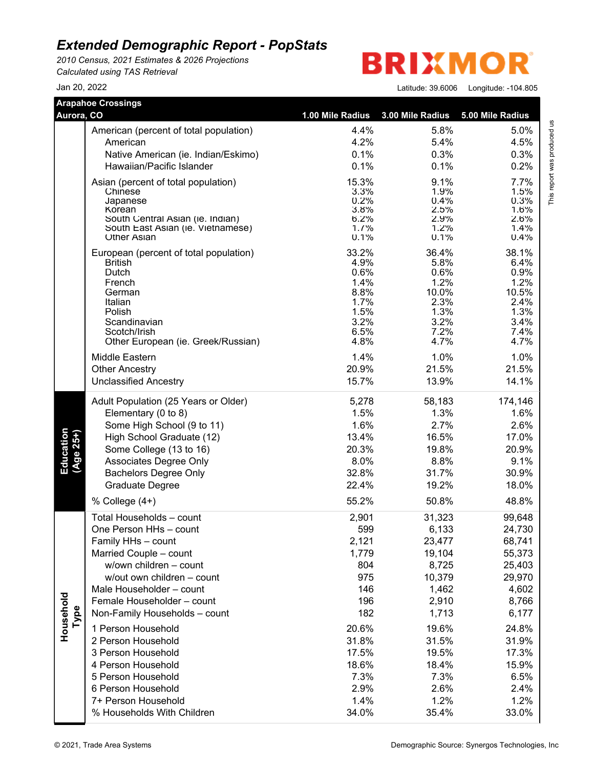## Extended Demographic Report - PopStats

*2010 Census, 2021 Estimates & 2026 Projections*
*Calculated using TAS Retrieval*

BRIXMOR

Jan 20, 2022

Latitude: 39.6006 Longitude: -104.805

**Arapahoe Crossings**
**Aurora, CO**

| | | 1.00 Mile Radius | 3.00 Mile Radius | 5.00 Mile Radius |
|---|---|---|---|---|
| | American (percent of total population) | 4.4% | 5.8% | 5.0% |
| | American | 4.2% | 5.4% | 4.5% |
| | Native American (ie. Indian/Eskimo) | 0.1% | 0.3% | 0.3% |
| | Hawaiian/Pacific Islander | 0.1% | 0.1% | 0.2% |
| | Asian (percent of total population) | 15.3% | 9.1% | 7.7% |
| | Chinese | 3.3% | 1.9% | 1.5% |
| | Japanese | 0.2% | 0.4% | 0.3% |
| | Korean | 3.8% | 2.5% | 1.6% |
| | South Central Asian (ie. Indian) | 6.2% | 2.9% | 2.6% |
| | South East Asian (ie. Vietnamese) | 1.7% | 1.2% | 1.4% |
| | Other Asian | 0.1% | 0.1% | 0.4% |
| | European (percent of total population) | 33.2% | 36.4% | 38.1% |
| | British | 4.9% | 5.8% | 6.4% |
| | Dutch | 0.6% | 0.6% | 0.9% |
| | French | 1.4% | 1.2% | 1.2% |
| | German | 8.8% | 10.0% | 10.5% |
| | Italian | 1.7% | 2.3% | 2.4% |
| | Polish | 1.5% | 1.3% | 1.3% |
| | Scandinavian | 3.2% | 3.2% | 3.4% |
| | Scotch/Irish | 6.5% | 7.2% | 7.4% |
| | Other European (ie. Greek/Russian) | 4.8% | 4.7% | 4.7% |
| | Middle Eastern | 1.4% | 1.0% | 1.0% |
| | Other Ancestry | 20.9% | 21.5% | 21.5% |
| | Unclassified Ancestry | 15.7% | 13.9% | 14.1% |
| **Education (Age 25+)** | Adult Population (25 Years or Older) | 5,278 | 58,183 | 174,146 |
| | Elementary (0 to 8) | 1.5% | 1.3% | 1.6% |
| | Some High School (9 to 11) | 1.6% | 2.7% | 2.6% |
| | High School Graduate (12) | 13.4% | 16.5% | 17.0% |
| | Some College (13 to 16) | 20.3% | 19.8% | 20.9% |
| | Associates Degree Only | 8.0% | 8.8% | 9.1% |
| | Bachelors Degree Only | 32.8% | 31.7% | 30.9% |
| | Graduate Degree | 22.4% | 19.2% | 18.0% |
| | % College (4+) | 55.2% | 50.8% | 48.8% |
| **Household Type** | Total Households – count | 2,901 | 31,323 | 99,648 |
| | One Person HHs – count | 599 | 6,133 | 24,730 |
| | Family HHs – count | 2,121 | 23,477 | 68,741 |
| | Married Couple – count | 1,779 | 19,104 | 55,373 |
| | w/own children – count | 804 | 8,725 | 25,403 |
| | w/out own children – count | 975 | 10,379 | 29,970 |
| | Male Householder – count | 146 | 1,462 | 4,602 |
| | Female Householder – count | 196 | 2,910 | 8,766 |
| | Non-Family Households – count | 182 | 1,713 | 6,177 |
| | 1 Person Household | 20.6% | 19.6% | 24.8% |
| | 2 Person Household | 31.8% | 31.5% | 31.9% |
| | 3 Person Household | 17.5% | 19.5% | 17.3% |
| | 4 Person Household | 18.6% | 18.4% | 15.9% |
| | 5 Person Household | 7.3% | 7.3% | 6.5% |
| | 6 Person Household | 2.9% | 2.6% | 2.4% |
| | 7+ Person Household | 1.4% | 1.2% | 1.2% |
| | % Households With Children | 34.0% | 35.4% | 33.0% |

This report was produced us

© 2021, Trade Area Systems

Demographic Source: Synergos Technologies, Inc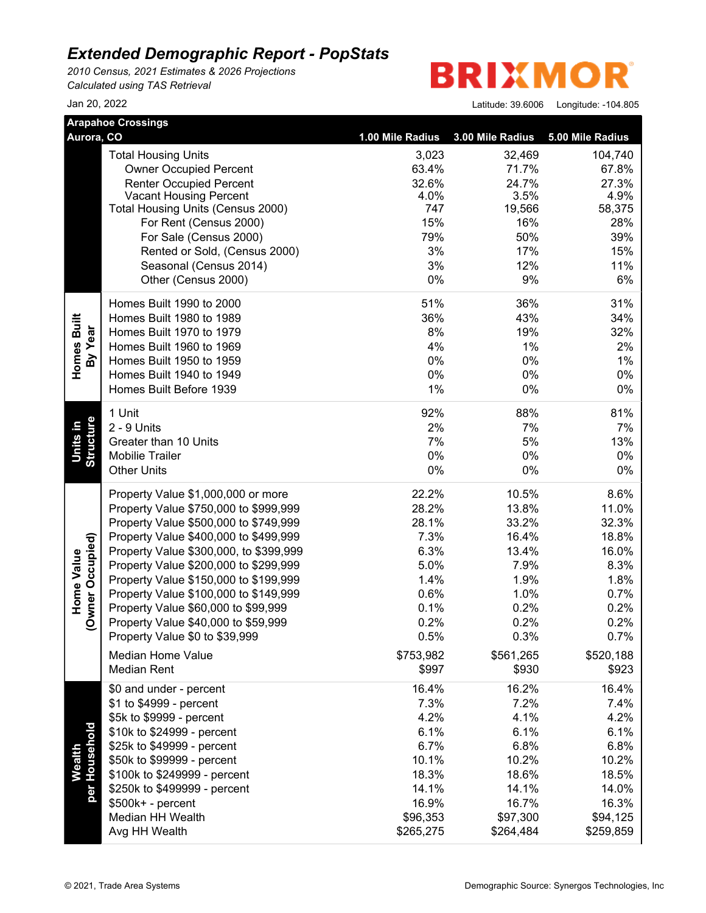# Extended Demographic Report - PopStats

*2010 Census, 2021 Estimates & 2026 Projections*
*Calculated using TAS Retrieval*

BRIXMOR

Jan 20, 2022

Latitude: 39.6006 Longitude: -104.805

**Arapahoe Crossings**
**Aurora, CO**

| | | 1.00 Mile Radius | 3.00 Mile Radius | 5.00 Mile Radius |
|---|---|---|---|---|
| | Total Housing Units | 3,023 | 32,469 | 104,740 |
| | Owner Occupied Percent | 63.4% | 71.7% | 67.8% |
| | Renter Occupied Percent | 32.6% | 24.7% | 27.3% |
| | Vacant Housing Percent | 4.0% | 3.5% | 4.9% |
| | Total Housing Units (Census 2000) | 747 | 19,566 | 58,375 |
| | For Rent (Census 2000) | 15% | 16% | 28% |
| | For Sale (Census 2000) | 79% | 50% | 39% |
| | Rented or Sold, (Census 2000) | 3% | 17% | 15% |
| | Seasonal (Census 2014) | 3% | 12% | 11% |
| | Other (Census 2000) | 0% | 9% | 6% |
| **Homes Built By Year** | Homes Built 1990 to 2000 | 51% | 36% | 31% |
| | Homes Built 1980 to 1989 | 36% | 43% | 34% |
| | Homes Built 1970 to 1979 | 8% | 19% | 32% |
| | Homes Built 1960 to 1969 | 4% | 1% | 2% |
| | Homes Built 1950 to 1959 | 0% | 0% | 1% |
| | Homes Built 1940 to 1949 | 0% | 0% | 0% |
| | Homes Built Before 1939 | 1% | 0% | 0% |
| **Units in Structure** | 1 Unit | 92% | 88% | 81% |
| | 2 - 9 Units | 2% | 7% | 7% |
| | Greater than 10 Units | 7% | 5% | 13% |
| | Mobilie Trailer | 0% | 0% | 0% |
| | Other Units | 0% | 0% | 0% |
| **Home Value (Owner Occupied)** | Property Value $1,000,000 or more | 22.2% | 10.5% | 8.6% |
| | Property Value $750,000 to $999,999 | 28.2% | 13.8% | 11.0% |
| | Property Value $500,000 to $749,999 | 28.1% | 33.2% | 32.3% |
| | Property Value $400,000 to $499,999 | 7.3% | 16.4% | 18.8% |
| | Property Value $300,000, to $399,999 | 6.3% | 13.4% | 16.0% |
| | Property Value $200,000 to $299,999 | 5.0% | 7.9% | 8.3% |
| | Property Value $150,000 to $199,999 | 1.4% | 1.9% | 1.8% |
| | Property Value $100,000 to $149,999 | 0.6% | 1.0% | 0.7% |
| | Property Value $60,000 to $99,999 | 0.1% | 0.2% | 0.2% |
| | Property Value $40,000 to $59,999 | 0.2% | 0.2% | 0.2% |
| | Property Value $0 to $39,999 | 0.5% | 0.3% | 0.7% |
| | Median Home Value | $753,982 | $561,265 | $520,188 |
| | Median Rent | $997 | $930 | $923 |
| **Wealth per Household** | $0 and under - percent | 16.4% | 16.2% | 16.4% |
| | $1 to $4999 - percent | 7.3% | 7.2% | 7.4% |
| | $5k to $9999 - percent | 4.2% | 4.1% | 4.2% |
| | $10k to $24999 - percent | 6.1% | 6.1% | 6.1% |
| | $25k to $49999 - percent | 6.7% | 6.8% | 6.8% |
| | $50k to $99999 - percent | 10.1% | 10.2% | 10.2% |
| | $100k to $249999 - percent | 18.3% | 18.6% | 18.5% |
| | $250k to $499999 - percent | 14.1% | 14.1% | 14.0% |
| | $500k+ - percent | 16.9% | 16.7% | 16.3% |
| | Median HH Wealth | $96,353 | $97,300 | $94,125 |
| | Avg HH Wealth | $265,275 | $264,484 | $259,859 |

© 2021, Trade Area Systems

Demographic Source: Synergos Technologies, Inc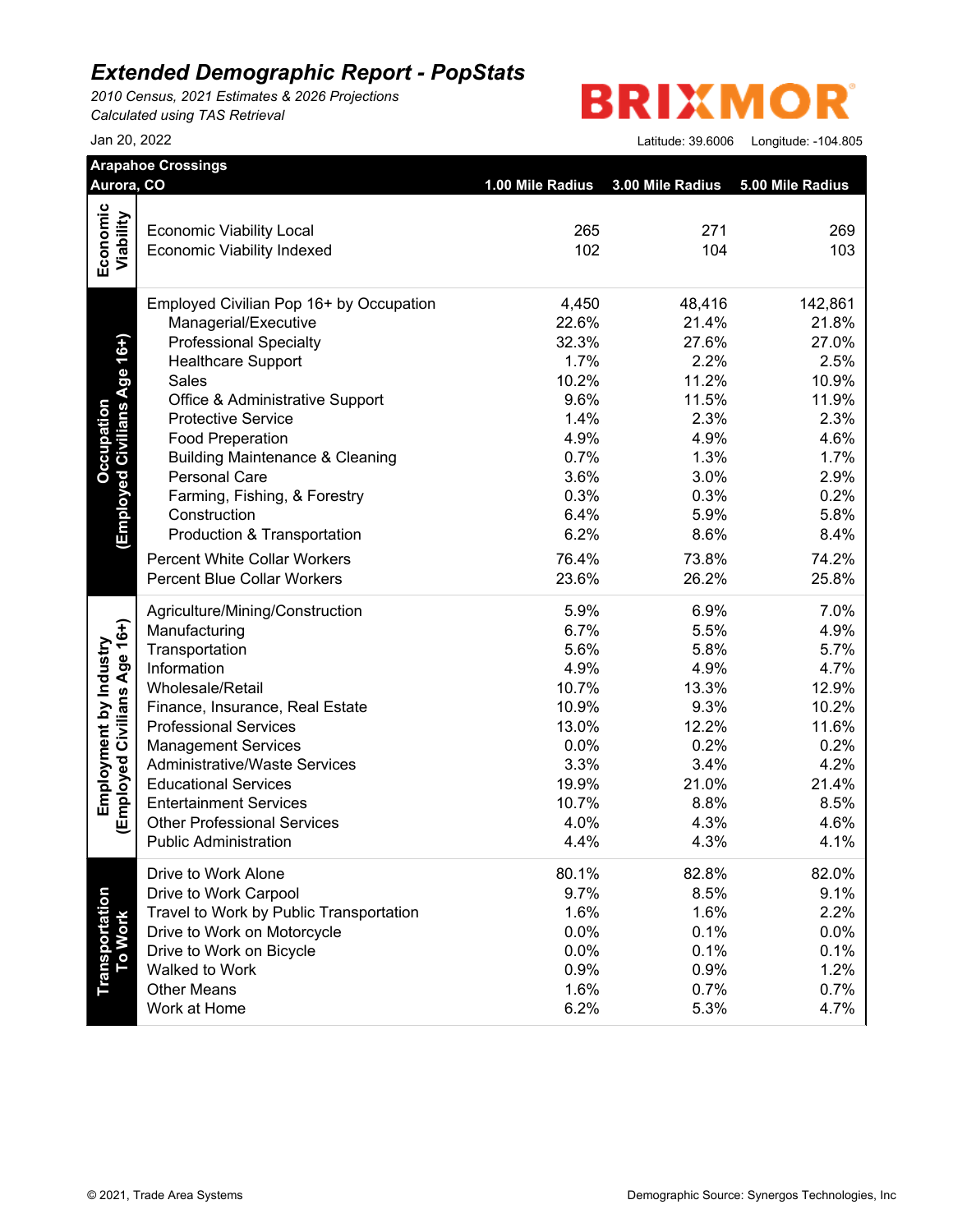# *Extended Demographic Report - PopStats*

*2010 Census, 2021 Estimates & 2026 Projections*
*Calculated using TAS Retrieval*

Jan 20, 2022

BRIXMOR

Latitude: 39.6006 Longitude: -104.805

| | **Arapahoe Crossings Aurora, CO** | **1.00 Mile Radius** | **3.00 Mile Radius** | **5.00 Mile Radius** |
|---|---|---|---|---|
| **Economic Viability** | Economic Viability Local | 265 | 271 | 269 |
| | Economic Viability Indexed | 102 | 104 | 103 |
| **Occupation (Employed Civilians Age 16+)** | Employed Civilian Pop 16+ by Occupation | 4,450 | 48,416 | 142,861 |
| | Managerial/Executive | 22.6% | 21.4% | 21.8% |
| | Professional Specialty | 32.3% | 27.6% | 27.0% |
| | Healthcare Support | 1.7% | 2.2% | 2.5% |
| | Sales | 10.2% | 11.2% | 10.9% |
| | Office & Administrative Support | 9.6% | 11.5% | 11.9% |
| | Protective Service | 1.4% | 2.3% | 2.3% |
| | Food Preperation | 4.9% | 4.9% | 4.6% |
| | Building Maintenance & Cleaning | 0.7% | 1.3% | 1.7% |
| | Personal Care | 3.6% | 3.0% | 2.9% |
| | Farming, Fishing, & Forestry | 0.3% | 0.3% | 0.2% |
| | Construction | 6.4% | 5.9% | 5.8% |
| | Production & Transportation | 6.2% | 8.6% | 8.4% |
| | Percent White Collar Workers | 76.4% | 73.8% | 74.2% |
| | Percent Blue Collar Workers | 23.6% | 26.2% | 25.8% |
| **Employment by Industry (Employed Civilians Age 16+)** | Agriculture/Mining/Construction | 5.9% | 6.9% | 7.0% |
| | Manufacturing | 6.7% | 5.5% | 4.9% |
| | Transportation | 5.6% | 5.8% | 5.7% |
| | Information | 4.9% | 4.9% | 4.7% |
| | Wholesale/Retail | 10.7% | 13.3% | 12.9% |
| | Finance, Insurance, Real Estate | 10.9% | 9.3% | 10.2% |
| | Professional Services | 13.0% | 12.2% | 11.6% |
| | Management Services | 0.0% | 0.2% | 0.2% |
| | Administrative/Waste Services | 3.3% | 3.4% | 4.2% |
| | Educational Services | 19.9% | 21.0% | 21.4% |
| | Entertainment Services | 10.7% | 8.8% | 8.5% |
| | Other Professional Services | 4.0% | 4.3% | 4.6% |
| | Public Administration | 4.4% | 4.3% | 4.1% |
| **Transportation To Work** | Drive to Work Alone | 80.1% | 82.8% | 82.0% |
| | Drive to Work Carpool | 9.7% | 8.5% | 9.1% |
| | Travel to Work by Public Transportation | 1.6% | 1.6% | 2.2% |
| | Drive to Work on Motorcycle | 0.0% | 0.1% | 0.0% |
| | Drive to Work on Bicycle | 0.0% | 0.1% | 0.1% |
| | Walked to Work | 0.9% | 0.9% | 1.2% |
| | Other Means | 1.6% | 0.7% | 0.7% |
| | Work at Home | 6.2% | 5.3% | 4.7% |

© 2021, Trade Area Systems

Demographic Source: Synergos Technologies, Inc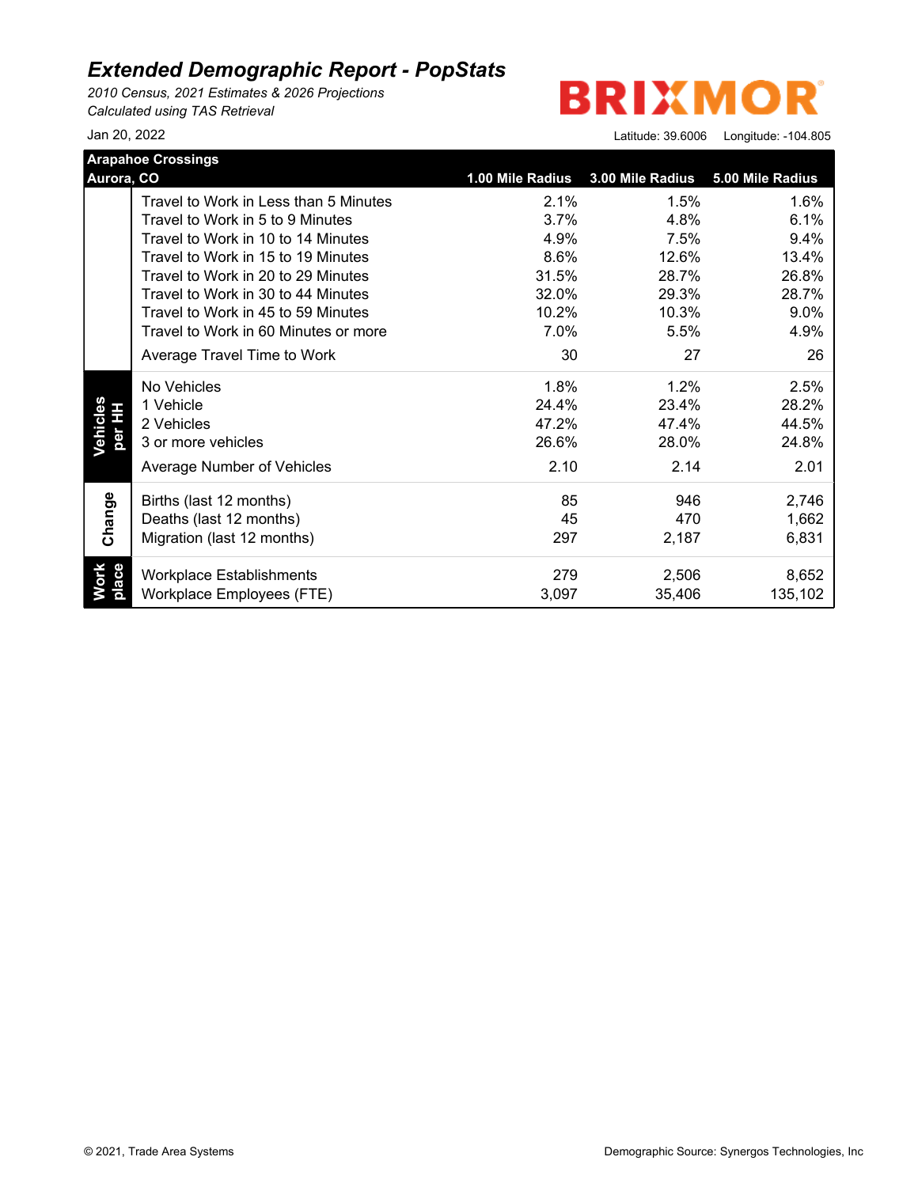# *Extended Demographic Report - PopStats*

*2010 Census, 2021 Estimates & 2026 Projections*
*Calculated using TAS Retrieval*

BRIXMOR

Jan 20, 2022

Latitude: 39.6006 Longitude: -104.805

| Arapahoe Crossings Aurora, CO | | 1.00 Mile Radius | 3.00 Mile Radius | 5.00 Mile Radius |
|---|---|---|---|---|
| | Travel to Work in Less than 5 Minutes | 2.1% | 1.5% | 1.6% |
| | Travel to Work in 5 to 9 Minutes | 3.7% | 4.8% | 6.1% |
| | Travel to Work in 10 to 14 Minutes | 4.9% | 7.5% | 9.4% |
| | Travel to Work in 15 to 19 Minutes | 8.6% | 12.6% | 13.4% |
| | Travel to Work in 20 to 29 Minutes | 31.5% | 28.7% | 26.8% |
| | Travel to Work in 30 to 44 Minutes | 32.0% | 29.3% | 28.7% |
| | Travel to Work in 45 to 59 Minutes | 10.2% | 10.3% | 9.0% |
| | Travel to Work in 60 Minutes or more | 7.0% | 5.5% | 4.9% |
| | Average Travel Time to Work | 30 | 27 | 26 |
| Vehicles per HH | No Vehicles | 1.8% | 1.2% | 2.5% |
| | 1 Vehicle | 24.4% | 23.4% | 28.2% |
| | 2 Vehicles | 47.2% | 47.4% | 44.5% |
| | 3 or more vehicles | 26.6% | 28.0% | 24.8% |
| | Average Number of Vehicles | 2.10 | 2.14 | 2.01 |
| Change | Births (last 12 months) | 85 | 946 | 2,746 |
| | Deaths (last 12 months) | 45 | 470 | 1,662 |
| | Migration (last 12 months) | 297 | 2,187 | 6,831 |
| Work place | Workplace Establishments | 279 | 2,506 | 8,652 |
| | Workplace Employees (FTE) | 3,097 | 35,406 | 135,102 |

© 2021, Trade Area Systems

Demographic Source: Synergos Technologies, Inc